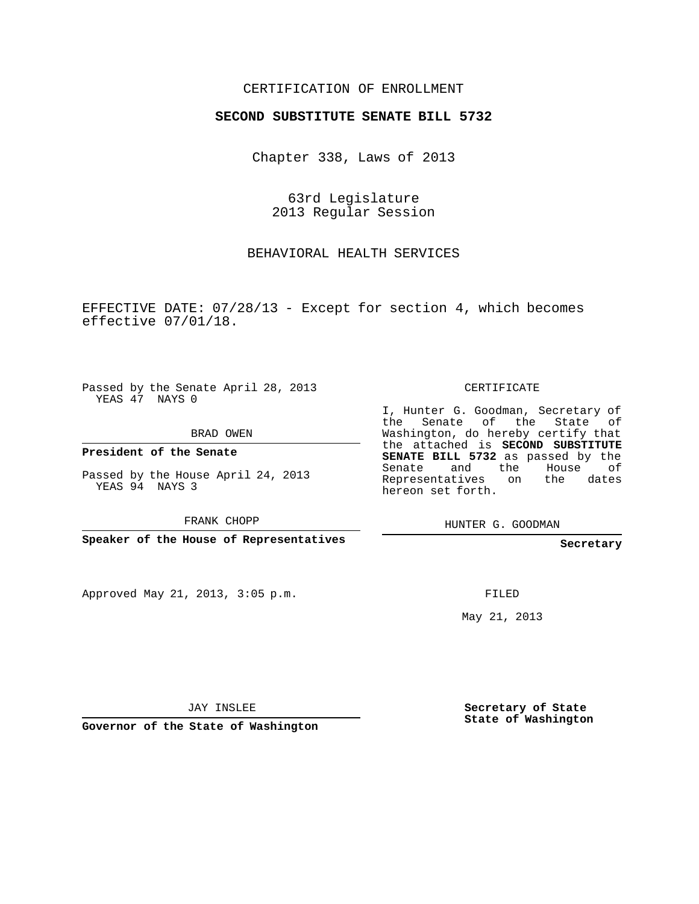CERTIFICATION OF ENROLLMENT

**SECOND SUBSTITUTE SENATE BILL 5732**

Chapter 338, Laws of 2013

63rd Legislature
2013 Regular Session

BEHAVIORAL HEALTH SERVICES

EFFECTIVE DATE: 07/28/13 - Except for section 4, which becomes effective 07/01/18.

Passed by the Senate April 28, 2013
YEAS 47 NAYS 0

BRAD OWEN

**President of the Senate**

Passed by the House April 24, 2013
YEAS 94 NAYS 3

FRANK CHOPP

**Speaker of the House of Representatives**

Approved May 21, 2013, 3:05 p.m.

JAY INSLEE

**Governor of the State of Washington**

CERTIFICATE

I, Hunter G. Goodman, Secretary of the Senate of the State of Washington, do hereby certify that the attached is **SECOND SUBSTITUTE SENATE BILL 5732** as passed by the Senate and the House of Representatives on the dates hereon set forth.

HUNTER G. GOODMAN

**Secretary**

FILED

May 21, 2013

**Secretary of State**
**State of Washington**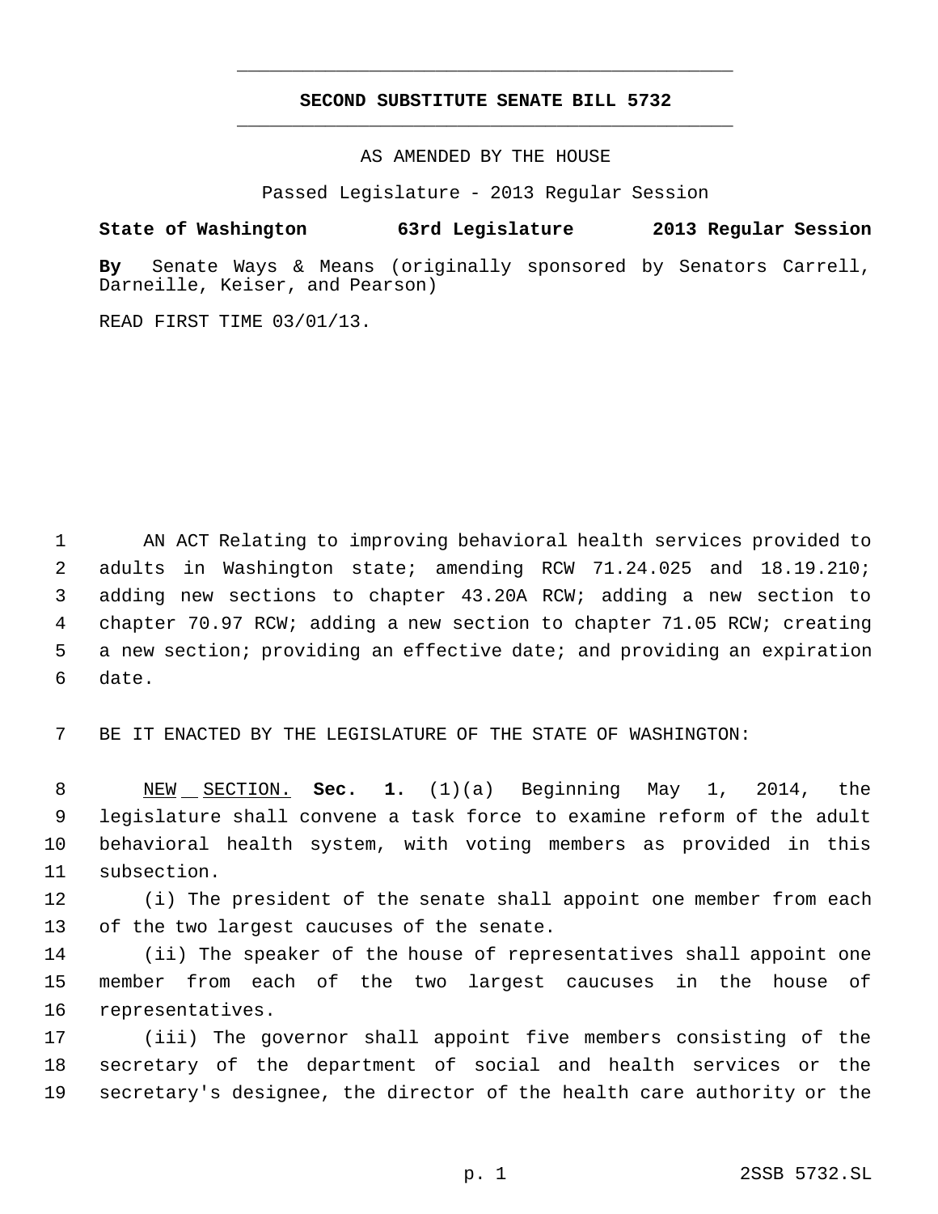# SECOND SUBSTITUTE SENATE BILL 5732

AS AMENDED BY THE HOUSE

Passed Legislature - 2013 Regular Session

**State of Washington 63rd Legislature 2013 Regular Session**

**By** Senate Ways & Means (originally sponsored by Senators Carrell, Darneille, Keiser, and Pearson)

READ FIRST TIME 03/01/13.

AN ACT Relating to improving behavioral health services provided to adults in Washington state; amending RCW 71.24.025 and 18.19.210; adding new sections to chapter 43.20A RCW; adding a new section to chapter 70.97 RCW; adding a new section to chapter 71.05 RCW; creating a new section; providing an effective date; and providing an expiration date.

BE IT ENACTED BY THE LEGISLATURE OF THE STATE OF WASHINGTON:

NEW SECTION. **Sec. 1.** (1)(a) Beginning May 1, 2014, the legislature shall convene a task force to examine reform of the adult behavioral health system, with voting members as provided in this subsection.

(i) The president of the senate shall appoint one member from each of the two largest caucuses of the senate.

(ii) The speaker of the house of representatives shall appoint one member from each of the two largest caucuses in the house of representatives.

(iii) The governor shall appoint five members consisting of the secretary of the department of social and health services or the secretary's designee, the director of the health care authority or the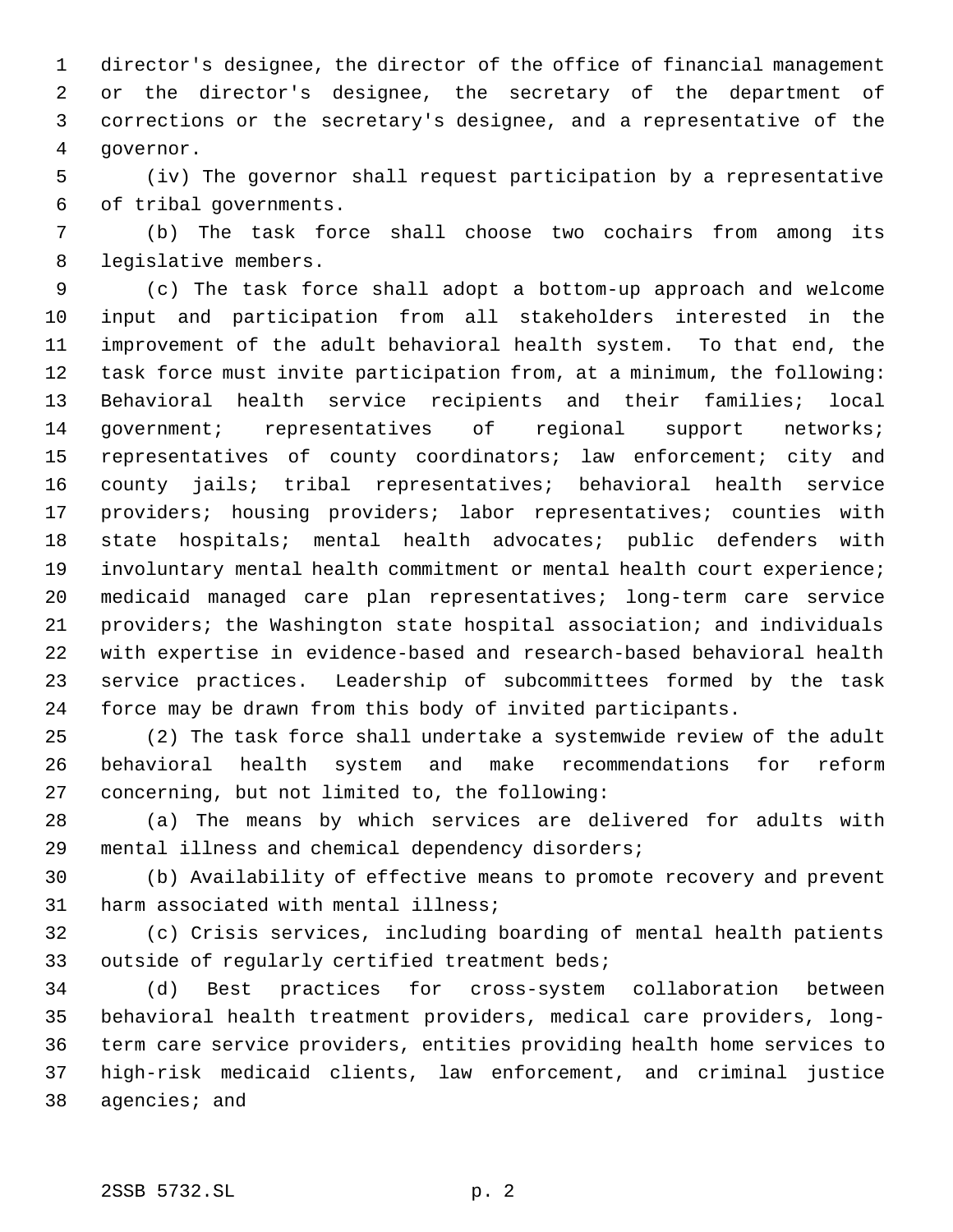director's designee, the director of the office of financial management or the director's designee, the secretary of the department of corrections or the secretary's designee, and a representative of the governor.

(iv) The governor shall request participation by a representative of tribal governments.

(b) The task force shall choose two cochairs from among its legislative members.

(c) The task force shall adopt a bottom-up approach and welcome input and participation from all stakeholders interested in the improvement of the adult behavioral health system. To that end, the task force must invite participation from, at a minimum, the following: Behavioral health service recipients and their families; local government; representatives of regional support networks; representatives of county coordinators; law enforcement; city and county jails; tribal representatives; behavioral health service providers; housing providers; labor representatives; counties with state hospitals; mental health advocates; public defenders with involuntary mental health commitment or mental health court experience; medicaid managed care plan representatives; long-term care service providers; the Washington state hospital association; and individuals with expertise in evidence-based and research-based behavioral health service practices. Leadership of subcommittees formed by the task force may be drawn from this body of invited participants.

(2) The task force shall undertake a systemwide review of the adult behavioral health system and make recommendations for reform concerning, but not limited to, the following:

(a) The means by which services are delivered for adults with mental illness and chemical dependency disorders;

(b) Availability of effective means to promote recovery and prevent harm associated with mental illness;

(c) Crisis services, including boarding of mental health patients outside of regularly certified treatment beds;

(d) Best practices for cross-system collaboration between behavioral health treatment providers, medical care providers, long-term care service providers, entities providing health home services to high-risk medicaid clients, law enforcement, and criminal justice agencies; and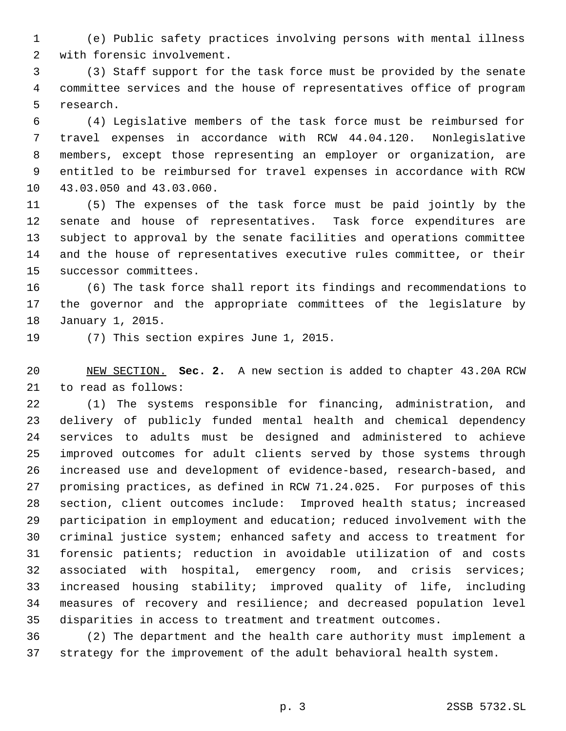(e) Public safety practices involving persons with mental illness with forensic involvement.

(3) Staff support for the task force must be provided by the senate committee services and the house of representatives office of program research.

(4) Legislative members of the task force must be reimbursed for travel expenses in accordance with RCW 44.04.120. Nonlegislative members, except those representing an employer or organization, are entitled to be reimbursed for travel expenses in accordance with RCW 43.03.050 and 43.03.060.

(5) The expenses of the task force must be paid jointly by the senate and house of representatives. Task force expenditures are subject to approval by the senate facilities and operations committee and the house of representatives executive rules committee, or their successor committees.

(6) The task force shall report its findings and recommendations to the governor and the appropriate committees of the legislature by January 1, 2015.

(7) This section expires June 1, 2015.

NEW SECTION. **Sec. 2.** A new section is added to chapter 43.20A RCW to read as follows:

(1) The systems responsible for financing, administration, and delivery of publicly funded mental health and chemical dependency services to adults must be designed and administered to achieve improved outcomes for adult clients served by those systems through increased use and development of evidence-based, research-based, and promising practices, as defined in RCW 71.24.025. For purposes of this section, client outcomes include: Improved health status; increased participation in employment and education; reduced involvement with the criminal justice system; enhanced safety and access to treatment for forensic patients; reduction in avoidable utilization of and costs associated with hospital, emergency room, and crisis services; increased housing stability; improved quality of life, including measures of recovery and resilience; and decreased population level disparities in access to treatment and treatment outcomes.

(2) The department and the health care authority must implement a strategy for the improvement of the adult behavioral health system.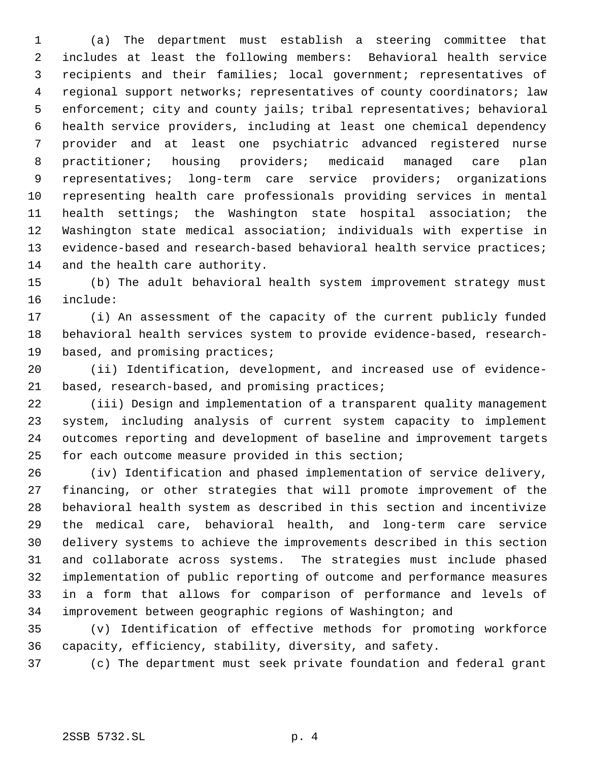(a) The department must establish a steering committee that includes at least the following members: Behavioral health service recipients and their families; local government; representatives of regional support networks; representatives of county coordinators; law enforcement; city and county jails; tribal representatives; behavioral health service providers, including at least one chemical dependency provider and at least one psychiatric advanced registered nurse practitioner; housing providers; medicaid managed care plan representatives; long-term care service providers; organizations representing health care professionals providing services in mental health settings; the Washington state hospital association; the Washington state medical association; individuals with expertise in evidence-based and research-based behavioral health service practices; and the health care authority.

(b) The adult behavioral health system improvement strategy must include:

(i) An assessment of the capacity of the current publicly funded behavioral health services system to provide evidence-based, research-based, and promising practices;

(ii) Identification, development, and increased use of evidence-based, research-based, and promising practices;

(iii) Design and implementation of a transparent quality management system, including analysis of current system capacity to implement outcomes reporting and development of baseline and improvement targets for each outcome measure provided in this section;

(iv) Identification and phased implementation of service delivery, financing, or other strategies that will promote improvement of the behavioral health system as described in this section and incentivize the medical care, behavioral health, and long-term care service delivery systems to achieve the improvements described in this section and collaborate across systems. The strategies must include phased implementation of public reporting of outcome and performance measures in a form that allows for comparison of performance and levels of improvement between geographic regions of Washington; and

(v) Identification of effective methods for promoting workforce capacity, efficiency, stability, diversity, and safety.

(c) The department must seek private foundation and federal grant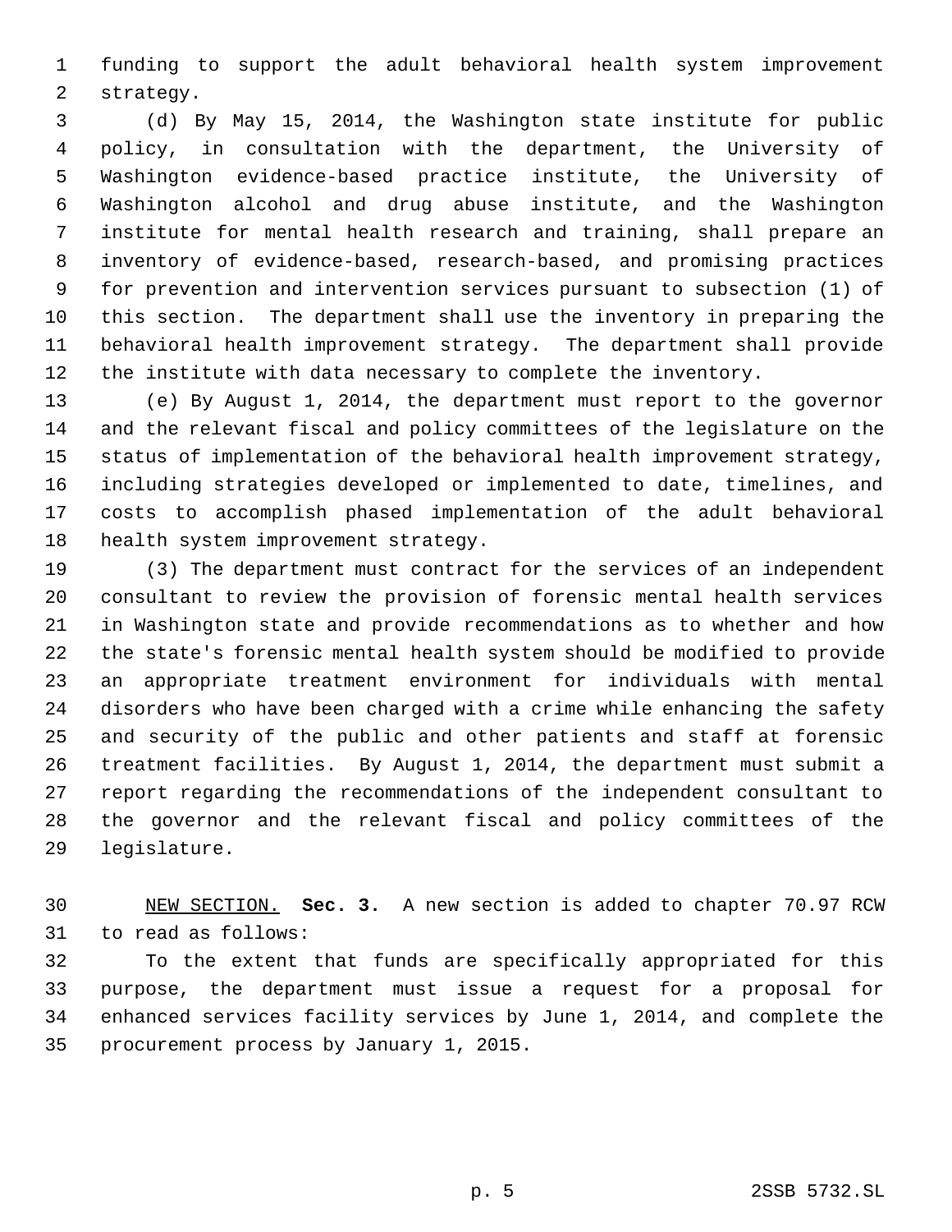funding to support the adult behavioral health system improvement strategy.

(d) By May 15, 2014, the Washington state institute for public policy, in consultation with the department, the University of Washington evidence-based practice institute, the University of Washington alcohol and drug abuse institute, and the Washington institute for mental health research and training, shall prepare an inventory of evidence-based, research-based, and promising practices for prevention and intervention services pursuant to subsection (1) of this section. The department shall use the inventory in preparing the behavioral health improvement strategy. The department shall provide the institute with data necessary to complete the inventory.

(e) By August 1, 2014, the department must report to the governor and the relevant fiscal and policy committees of the legislature on the status of implementation of the behavioral health improvement strategy, including strategies developed or implemented to date, timelines, and costs to accomplish phased implementation of the adult behavioral health system improvement strategy.

(3) The department must contract for the services of an independent consultant to review the provision of forensic mental health services in Washington state and provide recommendations as to whether and how the state's forensic mental health system should be modified to provide an appropriate treatment environment for individuals with mental disorders who have been charged with a crime while enhancing the safety and security of the public and other patients and staff at forensic treatment facilities. By August 1, 2014, the department must submit a report regarding the recommendations of the independent consultant to the governor and the relevant fiscal and policy committees of the legislature.

NEW SECTION. **Sec. 3.** A new section is added to chapter 70.97 RCW to read as follows:

To the extent that funds are specifically appropriated for this purpose, the department must issue a request for a proposal for enhanced services facility services by June 1, 2014, and complete the procurement process by January 1, 2015.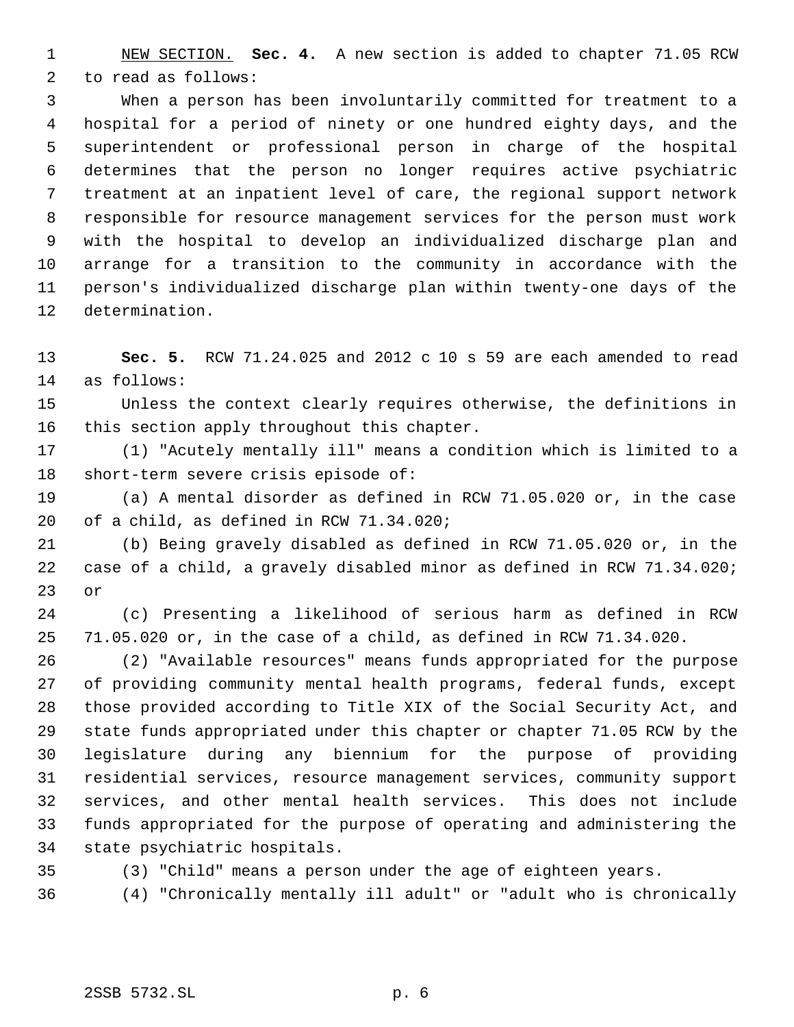NEW SECTION. **Sec. 4.** A new section is added to chapter 71.05 RCW to read as follows:

When a person has been involuntarily committed for treatment to a hospital for a period of ninety or one hundred eighty days, and the superintendent or professional person in charge of the hospital determines that the person no longer requires active psychiatric treatment at an inpatient level of care, the regional support network responsible for resource management services for the person must work with the hospital to develop an individualized discharge plan and arrange for a transition to the community in accordance with the person's individualized discharge plan within twenty-one days of the determination.

**Sec. 5.** RCW 71.24.025 and 2012 c 10 s 59 are each amended to read as follows:

Unless the context clearly requires otherwise, the definitions in this section apply throughout this chapter.

(1) "Acutely mentally ill" means a condition which is limited to a short-term severe crisis episode of:

(a) A mental disorder as defined in RCW 71.05.020 or, in the case of a child, as defined in RCW 71.34.020;

(b) Being gravely disabled as defined in RCW 71.05.020 or, in the case of a child, a gravely disabled minor as defined in RCW 71.34.020; or

(c) Presenting a likelihood of serious harm as defined in RCW 71.05.020 or, in the case of a child, as defined in RCW 71.34.020.

(2) "Available resources" means funds appropriated for the purpose of providing community mental health programs, federal funds, except those provided according to Title XIX of the Social Security Act, and state funds appropriated under this chapter or chapter 71.05 RCW by the legislature during any biennium for the purpose of providing residential services, resource management services, community support services, and other mental health services. This does not include funds appropriated for the purpose of operating and administering the state psychiatric hospitals.

(3) "Child" means a person under the age of eighteen years.

(4) "Chronically mentally ill adult" or "adult who is chronically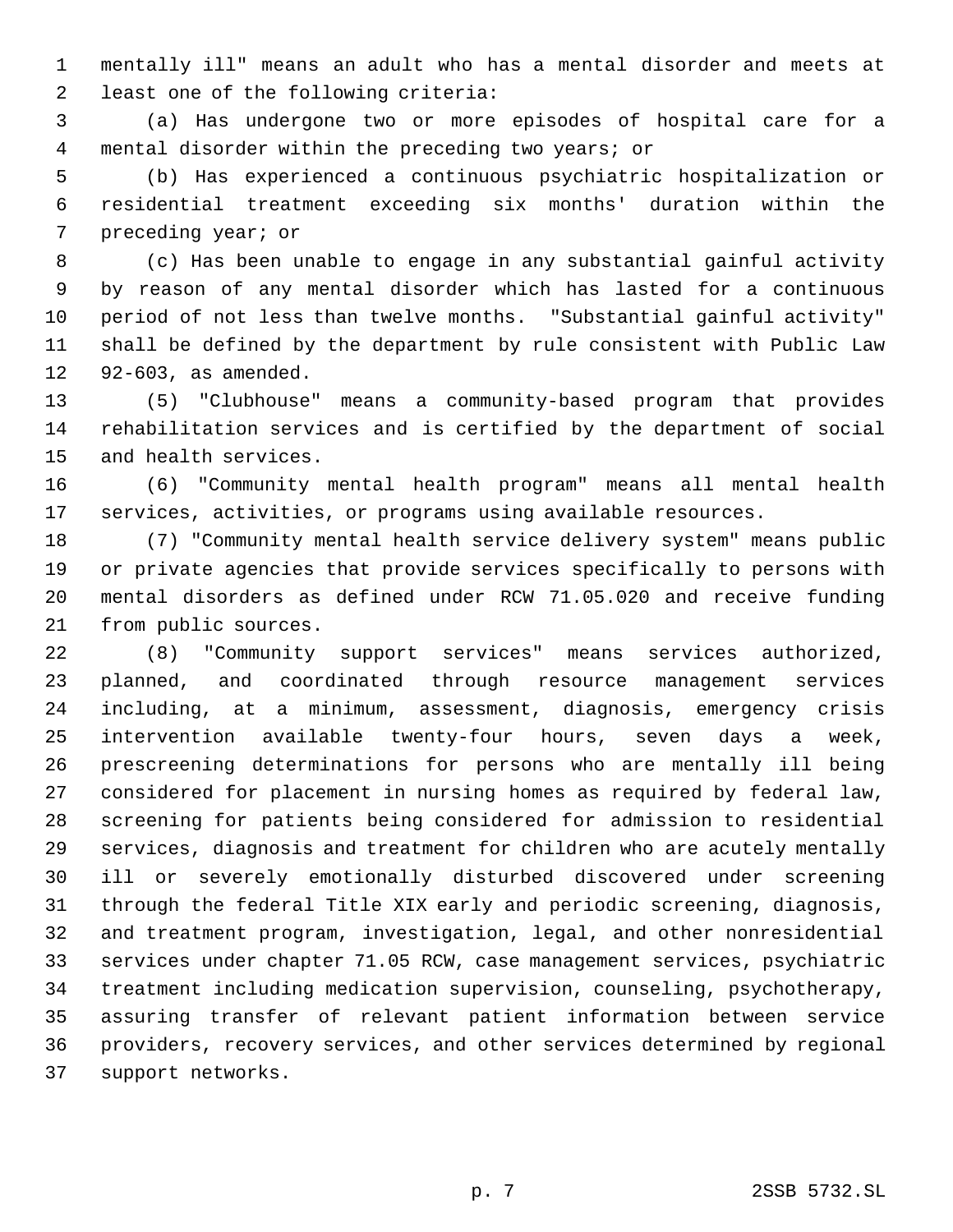mentally ill" means an adult who has a mental disorder and meets at least one of the following criteria:

(a) Has undergone two or more episodes of hospital care for a mental disorder within the preceding two years; or

(b) Has experienced a continuous psychiatric hospitalization or residential treatment exceeding six months' duration within the preceding year; or

(c) Has been unable to engage in any substantial gainful activity by reason of any mental disorder which has lasted for a continuous period of not less than twelve months. "Substantial gainful activity" shall be defined by the department by rule consistent with Public Law 92-603, as amended.

(5) "Clubhouse" means a community-based program that provides rehabilitation services and is certified by the department of social and health services.

(6) "Community mental health program" means all mental health services, activities, or programs using available resources.

(7) "Community mental health service delivery system" means public or private agencies that provide services specifically to persons with mental disorders as defined under RCW 71.05.020 and receive funding from public sources.

(8) "Community support services" means services authorized, planned, and coordinated through resource management services including, at a minimum, assessment, diagnosis, emergency crisis intervention available twenty-four hours, seven days a week, prescreening determinations for persons who are mentally ill being considered for placement in nursing homes as required by federal law, screening for patients being considered for admission to residential services, diagnosis and treatment for children who are acutely mentally ill or severely emotionally disturbed discovered under screening through the federal Title XIX early and periodic screening, diagnosis, and treatment program, investigation, legal, and other nonresidential services under chapter 71.05 RCW, case management services, psychiatric treatment including medication supervision, counseling, psychotherapy, assuring transfer of relevant patient information between service providers, recovery services, and other services determined by regional support networks.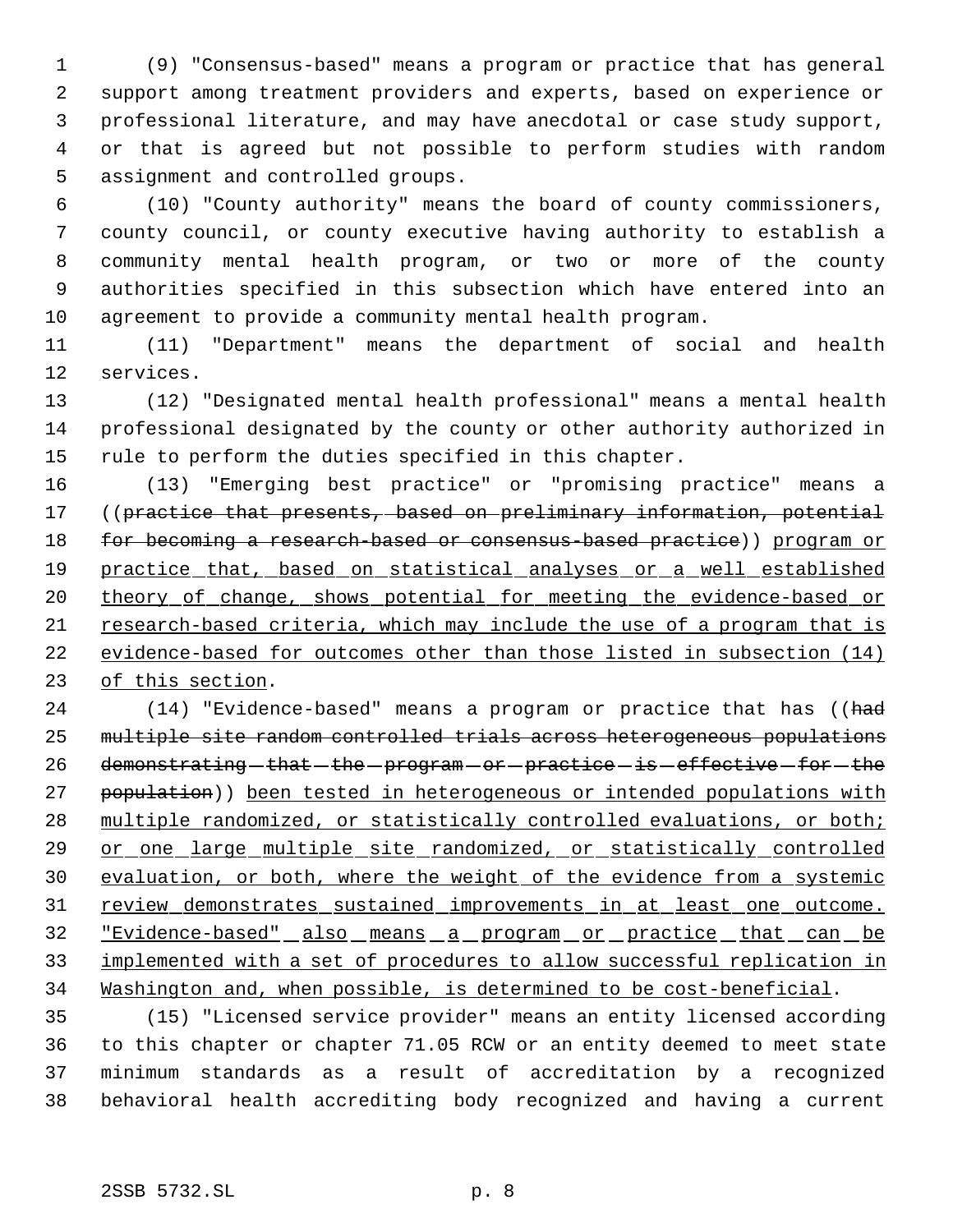(9) "Consensus-based" means a program or practice that has general support among treatment providers and experts, based on experience or professional literature, and may have anecdotal or case study support, or that is agreed but not possible to perform studies with random assignment and controlled groups.

(10) "County authority" means the board of county commissioners, county council, or county executive having authority to establish a community mental health program, or two or more of the county authorities specified in this subsection which have entered into an agreement to provide a community mental health program.

(11) "Department" means the department of social and health services.

(12) "Designated mental health professional" means a mental health professional designated by the county or other authority authorized in rule to perform the duties specified in this chapter.

(13) "Emerging best practice" or "promising practice" means a ((~~practice that presents, based on preliminary information, potential for becoming a research-based or consensus-based practice~~)) <u>program or practice that, based on statistical analyses or a well established theory of change, shows potential for meeting the evidence-based or research-based criteria, which may include the use of a program that is evidence-based for outcomes other than those listed in subsection (14) of this section</u>.

(14) "Evidence-based" means a program or practice that has ((~~had multiple site random controlled trials across heterogeneous populations demonstrating that the program or practice is effective for the population~~)) <u>been tested in heterogeneous or intended populations with multiple randomized, or statistically controlled evaluations, or both; or one large multiple site randomized, or statistically controlled evaluation, or both, where the weight of the evidence from a systemic review demonstrates sustained improvements in at least one outcome. "Evidence-based" also means a program or practice that can be implemented with a set of procedures to allow successful replication in Washington and, when possible, is determined to be cost-beneficial</u>.

(15) "Licensed service provider" means an entity licensed according to this chapter or chapter 71.05 RCW or an entity deemed to meet state minimum standards as a result of accreditation by a recognized behavioral health accrediting body recognized and having a current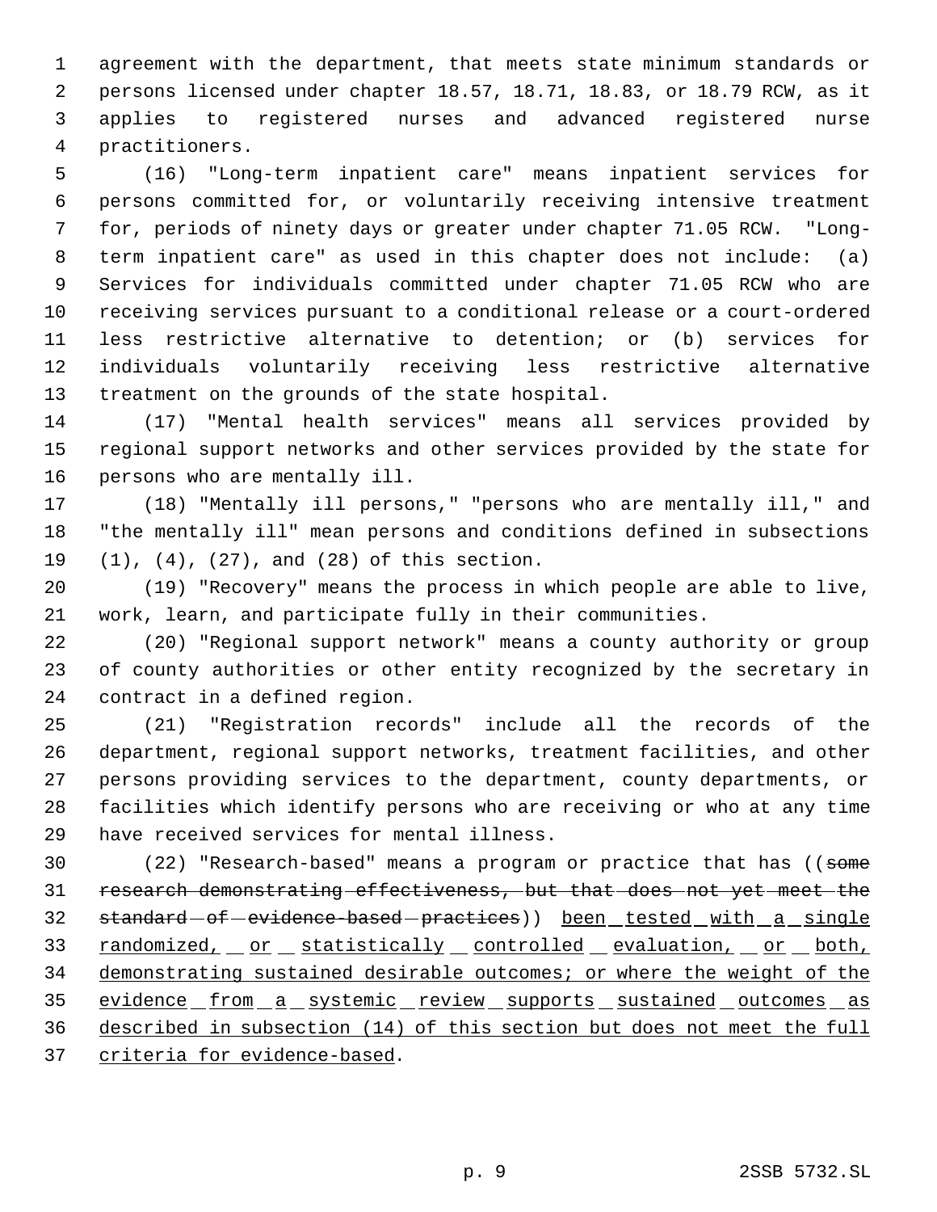agreement with the department, that meets state minimum standards or persons licensed under chapter 18.57, 18.71, 18.83, or 18.79 RCW, as it applies to registered nurses and advanced registered nurse practitioners.

(16) "Long-term inpatient care" means inpatient services for persons committed for, or voluntarily receiving intensive treatment for, periods of ninety days or greater under chapter 71.05 RCW. "Long-term inpatient care" as used in this chapter does not include: (a) Services for individuals committed under chapter 71.05 RCW who are receiving services pursuant to a conditional release or a court-ordered less restrictive alternative to detention; or (b) services for individuals voluntarily receiving less restrictive alternative treatment on the grounds of the state hospital.

(17) "Mental health services" means all services provided by regional support networks and other services provided by the state for persons who are mentally ill.

(18) "Mentally ill persons," "persons who are mentally ill," and "the mentally ill" mean persons and conditions defined in subsections (1), (4), (27), and (28) of this section.

(19) "Recovery" means the process in which people are able to live, work, learn, and participate fully in their communities.

(20) "Regional support network" means a county authority or group of county authorities or other entity recognized by the secretary in contract in a defined region.

(21) "Registration records" include all the records of the department, regional support networks, treatment facilities, and other persons providing services to the department, county departments, or facilities which identify persons who are receiving or who at any time have received services for mental illness.

(22) "Research-based" means a program or practice that has ((~~some research demonstrating effectiveness, but that does not yet meet the standard of evidence-based practices~~)) been tested with a single randomized, or statistically controlled evaluation, or both, demonstrating sustained desirable outcomes; or where the weight of the evidence from a systemic review supports sustained outcomes as described in subsection (14) of this section but does not meet the full criteria for evidence-based.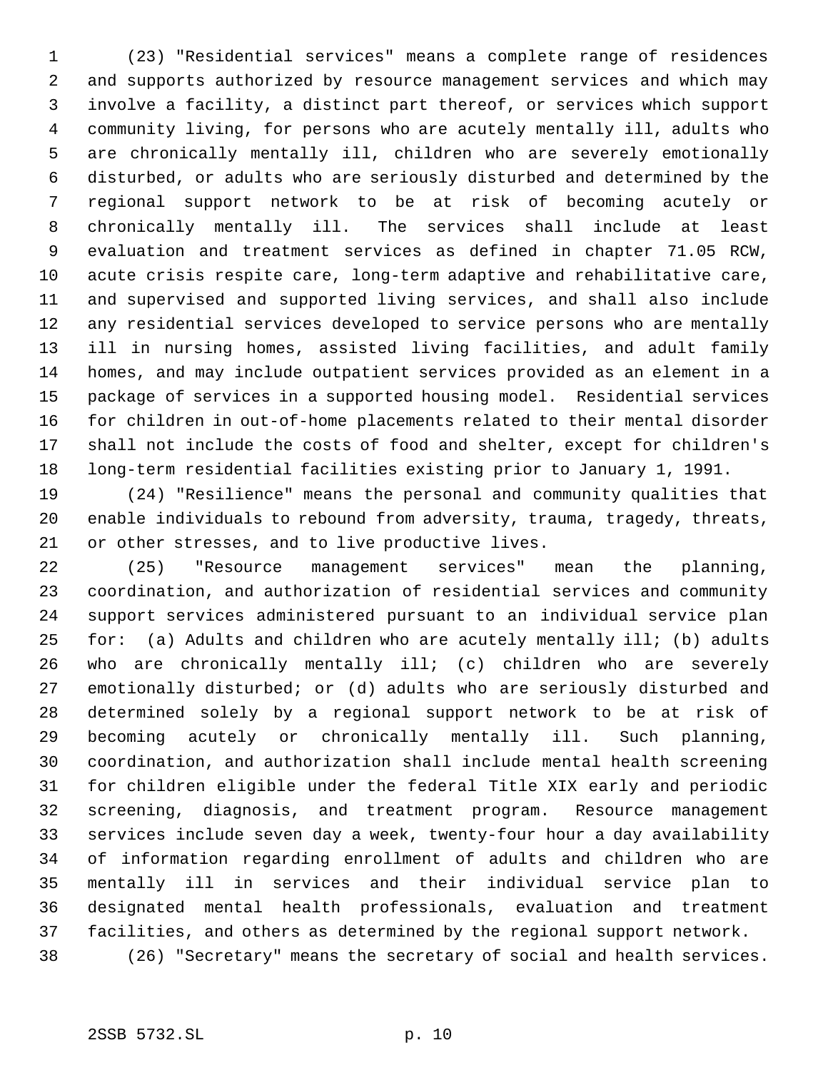(23) "Residential services" means a complete range of residences and supports authorized by resource management services and which may involve a facility, a distinct part thereof, or services which support community living, for persons who are acutely mentally ill, adults who are chronically mentally ill, children who are severely emotionally disturbed, or adults who are seriously disturbed and determined by the regional support network to be at risk of becoming acutely or chronically mentally ill. The services shall include at least evaluation and treatment services as defined in chapter 71.05 RCW, acute crisis respite care, long-term adaptive and rehabilitative care, and supervised and supported living services, and shall also include any residential services developed to service persons who are mentally ill in nursing homes, assisted living facilities, and adult family homes, and may include outpatient services provided as an element in a package of services in a supported housing model. Residential services for children in out-of-home placements related to their mental disorder shall not include the costs of food and shelter, except for children's long-term residential facilities existing prior to January 1, 1991.

(24) "Resilience" means the personal and community qualities that enable individuals to rebound from adversity, trauma, tragedy, threats, or other stresses, and to live productive lives.

(25) "Resource management services" mean the planning, coordination, and authorization of residential services and community support services administered pursuant to an individual service plan for: (a) Adults and children who are acutely mentally ill; (b) adults who are chronically mentally ill; (c) children who are severely emotionally disturbed; or (d) adults who are seriously disturbed and determined solely by a regional support network to be at risk of becoming acutely or chronically mentally ill. Such planning, coordination, and authorization shall include mental health screening for children eligible under the federal Title XIX early and periodic screening, diagnosis, and treatment program. Resource management services include seven day a week, twenty-four hour a day availability of information regarding enrollment of adults and children who are mentally ill in services and their individual service plan to designated mental health professionals, evaluation and treatment facilities, and others as determined by the regional support network.

(26) "Secretary" means the secretary of social and health services.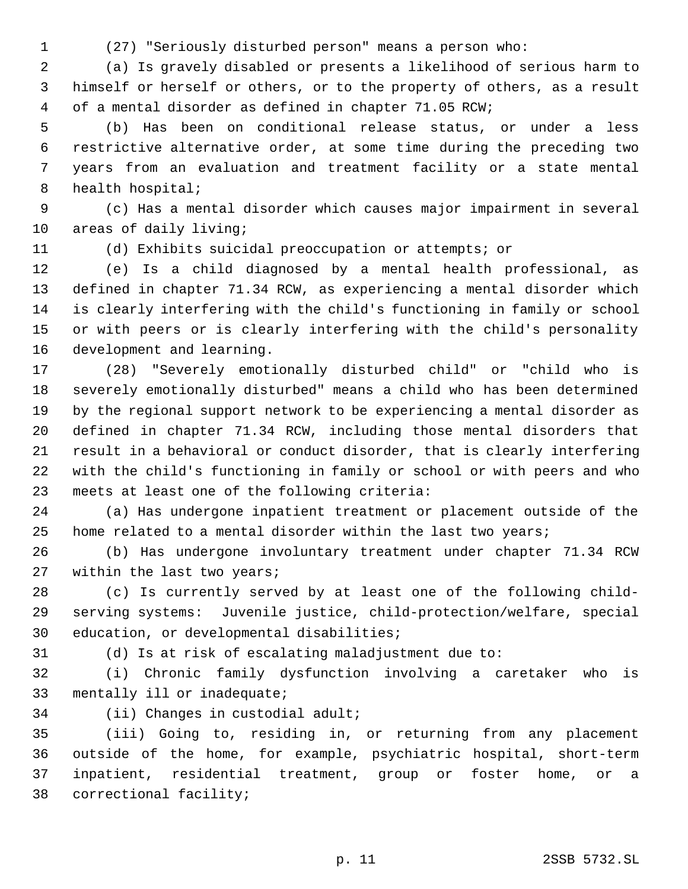(27) "Seriously disturbed person" means a person who:

(a) Is gravely disabled or presents a likelihood of serious harm to himself or herself or others, or to the property of others, as a result of a mental disorder as defined in chapter 71.05 RCW;

(b) Has been on conditional release status, or under a less restrictive alternative order, at some time during the preceding two years from an evaluation and treatment facility or a state mental health hospital;

(c) Has a mental disorder which causes major impairment in several areas of daily living;

(d) Exhibits suicidal preoccupation or attempts; or

(e) Is a child diagnosed by a mental health professional, as defined in chapter 71.34 RCW, as experiencing a mental disorder which is clearly interfering with the child's functioning in family or school or with peers or is clearly interfering with the child's personality development and learning.

(28) "Severely emotionally disturbed child" or "child who is severely emotionally disturbed" means a child who has been determined by the regional support network to be experiencing a mental disorder as defined in chapter 71.34 RCW, including those mental disorders that result in a behavioral or conduct disorder, that is clearly interfering with the child's functioning in family or school or with peers and who meets at least one of the following criteria:

(a) Has undergone inpatient treatment or placement outside of the home related to a mental disorder within the last two years;

(b) Has undergone involuntary treatment under chapter 71.34 RCW within the last two years;

(c) Is currently served by at least one of the following child-serving systems: Juvenile justice, child-protection/welfare, special education, or developmental disabilities;

(d) Is at risk of escalating maladjustment due to:

(i) Chronic family dysfunction involving a caretaker who is mentally ill or inadequate;

(ii) Changes in custodial adult;

(iii) Going to, residing in, or returning from any placement outside of the home, for example, psychiatric hospital, short-term inpatient, residential treatment, group or foster home, or a correctional facility;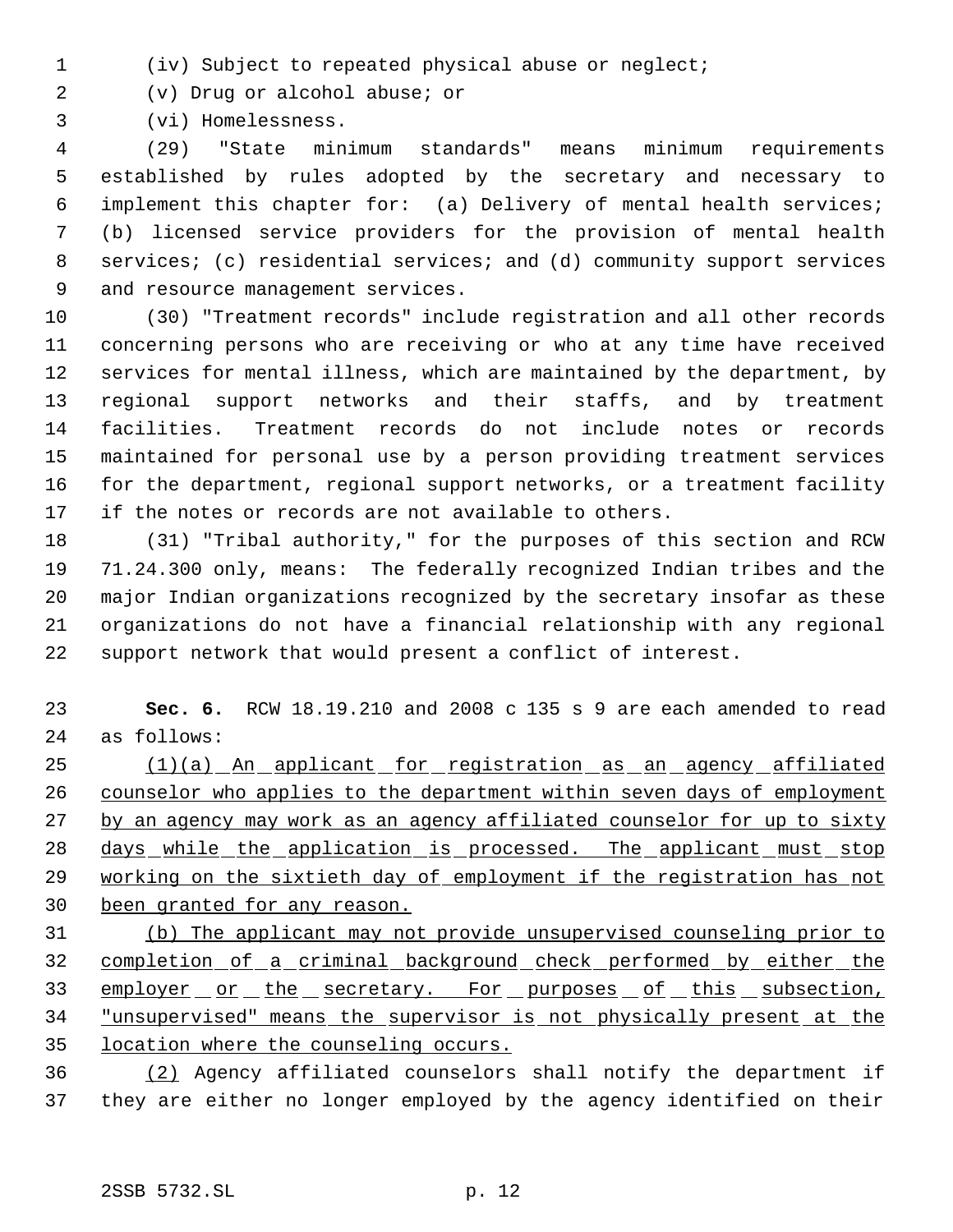(iv) Subject to repeated physical abuse or neglect;

(v) Drug or alcohol abuse; or

(vi) Homelessness.

(29) "State minimum standards" means minimum requirements established by rules adopted by the secretary and necessary to implement this chapter for: (a) Delivery of mental health services; (b) licensed service providers for the provision of mental health services; (c) residential services; and (d) community support services and resource management services.

(30) "Treatment records" include registration and all other records concerning persons who are receiving or who at any time have received services for mental illness, which are maintained by the department, by regional support networks and their staffs, and by treatment facilities. Treatment records do not include notes or records maintained for personal use by a person providing treatment services for the department, regional support networks, or a treatment facility if the notes or records are not available to others.

(31) "Tribal authority," for the purposes of this section and RCW 71.24.300 only, means: The federally recognized Indian tribes and the major Indian organizations recognized by the secretary insofar as these organizations do not have a financial relationship with any regional support network that would present a conflict of interest.

**Sec. 6.** RCW 18.19.210 and 2008 c 135 s 9 are each amended to read as follows:

(1)(a) An applicant for registration as an agency affiliated counselor who applies to the department within seven days of employment by an agency may work as an agency affiliated counselor for up to sixty days while the application is processed. The applicant must stop working on the sixtieth day of employment if the registration has not been granted for any reason.

(b) The applicant may not provide unsupervised counseling prior to completion of a criminal background check performed by either the employer or the secretary. For purposes of this subsection, "unsupervised" means the supervisor is not physically present at the location where the counseling occurs.

(2) Agency affiliated counselors shall notify the department if they are either no longer employed by the agency identified on their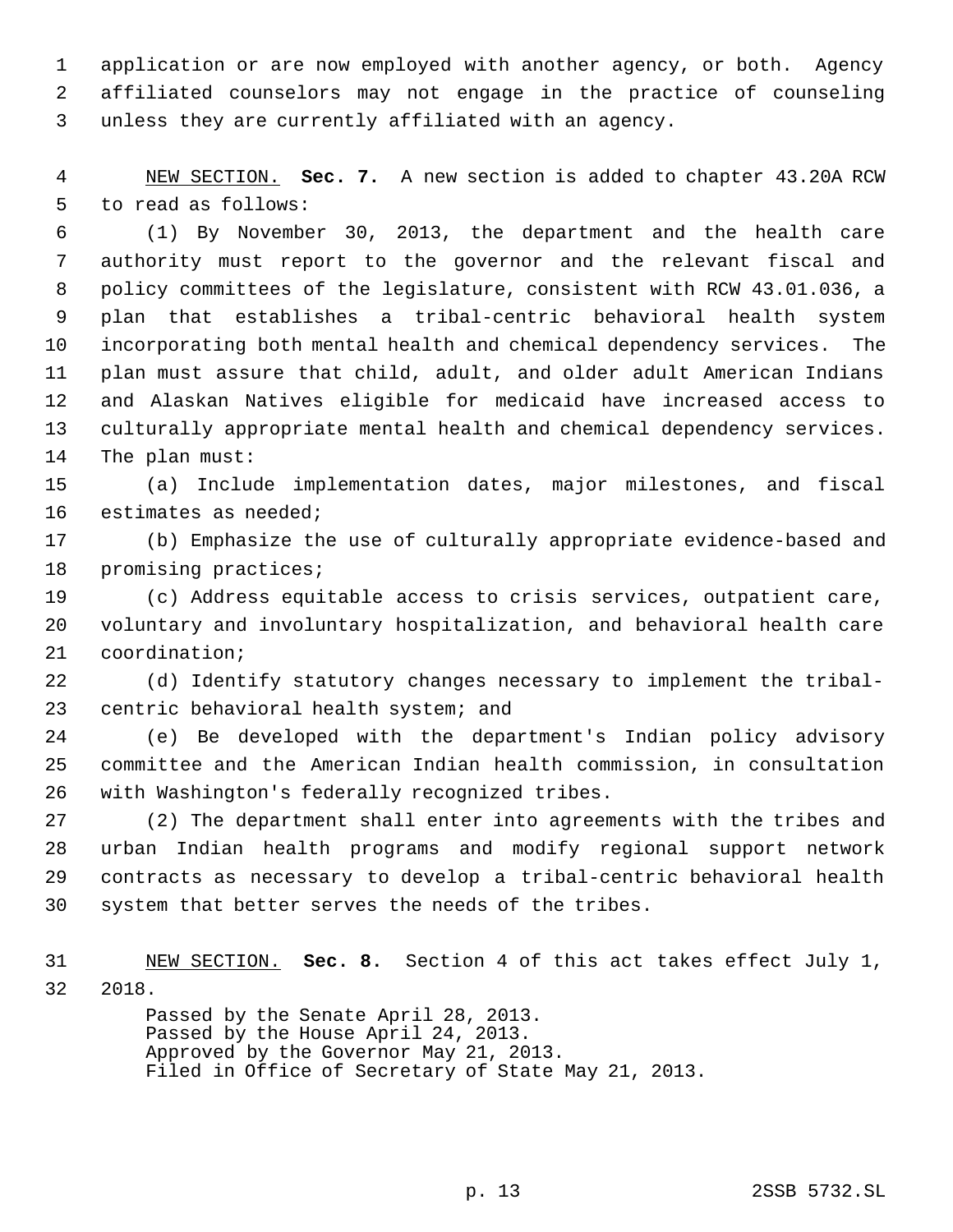application or are now employed with another agency, or both. Agency affiliated counselors may not engage in the practice of counseling unless they are currently affiliated with an agency.

NEW SECTION. **Sec. 7.** A new section is added to chapter 43.20A RCW to read as follows:

(1) By November 30, 2013, the department and the health care authority must report to the governor and the relevant fiscal and policy committees of the legislature, consistent with RCW 43.01.036, a plan that establishes a tribal-centric behavioral health system incorporating both mental health and chemical dependency services. The plan must assure that child, adult, and older adult American Indians and Alaskan Natives eligible for medicaid have increased access to culturally appropriate mental health and chemical dependency services. The plan must:

(a) Include implementation dates, major milestones, and fiscal estimates as needed;

(b) Emphasize the use of culturally appropriate evidence-based and promising practices;

(c) Address equitable access to crisis services, outpatient care, voluntary and involuntary hospitalization, and behavioral health care coordination;

(d) Identify statutory changes necessary to implement the tribal-centric behavioral health system; and

(e) Be developed with the department's Indian policy advisory committee and the American Indian health commission, in consultation with Washington's federally recognized tribes.

(2) The department shall enter into agreements with the tribes and urban Indian health programs and modify regional support network contracts as necessary to develop a tribal-centric behavioral health system that better serves the needs of the tribes.

NEW SECTION. **Sec. 8.** Section 4 of this act takes effect July 1, 2018.

Passed by the Senate April 28, 2013.
Passed by the House April 24, 2013.
Approved by the Governor May 21, 2013.
Filed in Office of Secretary of State May 21, 2013.